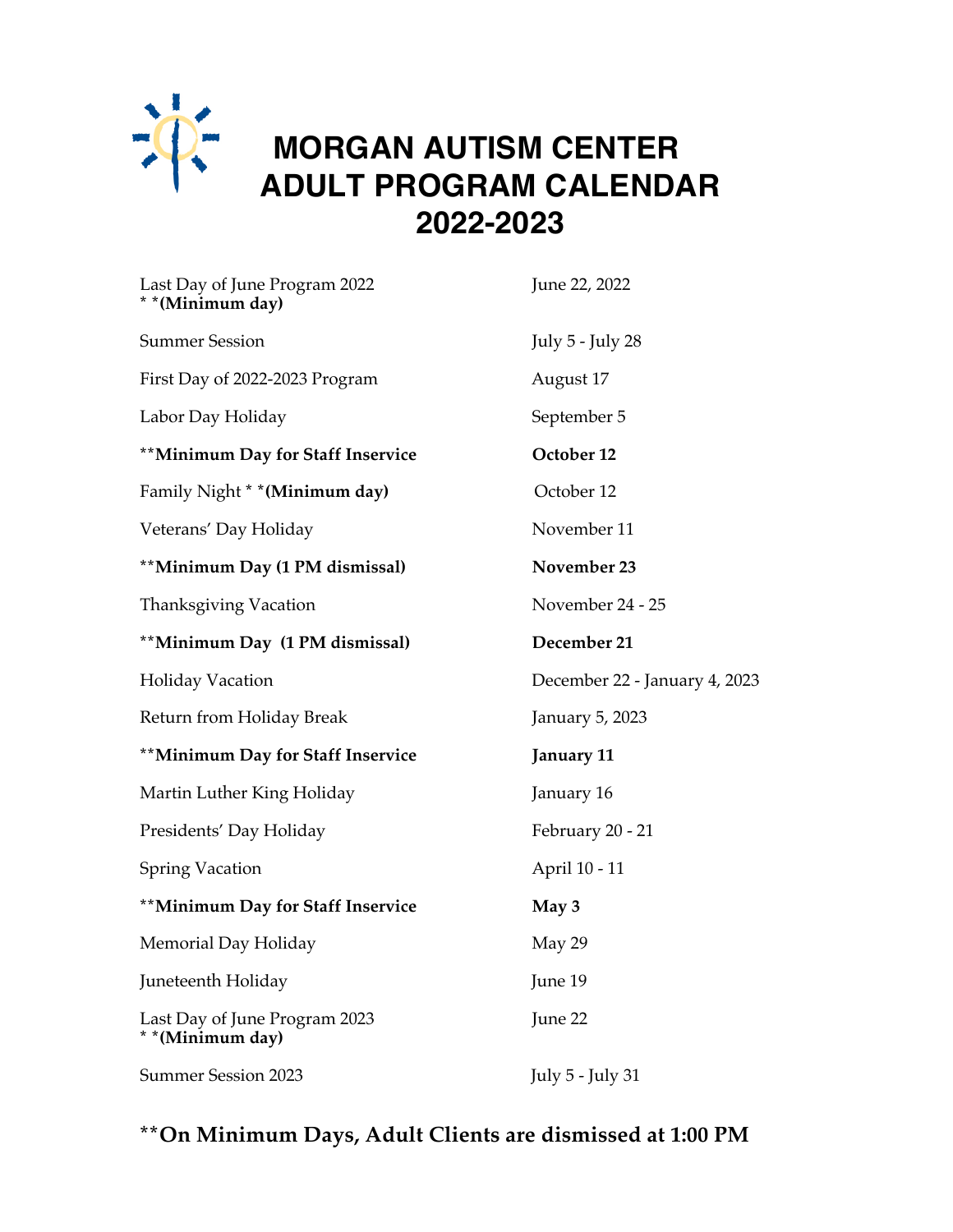# MORGAN AUTISM CENTER
# ADULT PROGRAM CALENDAR
# 2022-2023

| | |
|---|---|
| Last Day of June Program 2022 * ***(Minimum day)** | June 22, 2022 |
| Summer Session | July 5 - July 28 |
| First Day of 2022-2023 Program | August 17 |
| Labor Day Holiday | September 5 |
| ****Minimum Day for Staff Inservice** | **October 12** |
| Family Night * ***(Minimum day)** | October 12 |
| Veterans' Day Holiday | November 11 |
| ****Minimum Day (1 PM dismissal)** | **November 23** |
| Thanksgiving Vacation | November 24 - 25 |
| ****Minimum Day (1 PM dismissal)** | **December 21** |
| Holiday Vacation | December 22 - January 4, 2023 |
| Return from Holiday Break | January 5, 2023 |
| ****Minimum Day for Staff Inservice** | **January 11** |
| Martin Luther King Holiday | January 16 |
| Presidents' Day Holiday | February 20 - 21 |
| Spring Vacation | April 10 - 11 |
| ****Minimum Day for Staff Inservice** | **May 3** |
| Memorial Day Holiday | May 29 |
| Juneteenth Holiday | June 19 |
| Last Day of June Program 2023 * ***(Minimum day)** | June 22 |
| Summer Session 2023 | July 5 - July 31 |

****On Minimum Days, Adult Clients are dismissed at 1:00 PM**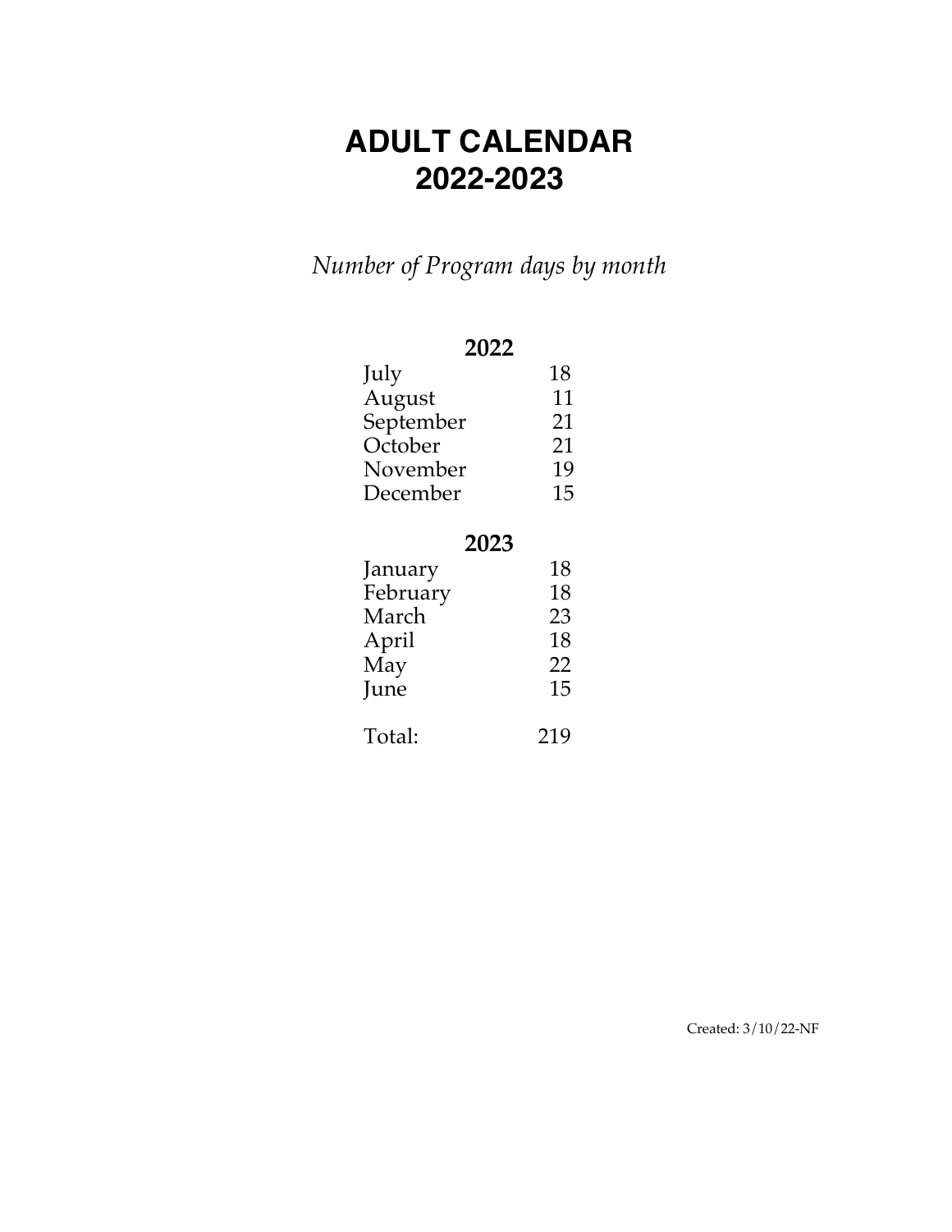# ADULT CALENDAR
# 2022-2023

*Number of Program days by month*

| | |
|---|---|
| **2022** | |
| July | 18 |
| August | 11 |
| September | 21 |
| October | 21 |
| November | 19 |
| December | 15 |
| **2023** | |
| January | 18 |
| February | 18 |
| March | 23 |
| April | 18 |
| May | 22 |
| June | 15 |
| Total: | 219 |

Created: 3/10/22-NF